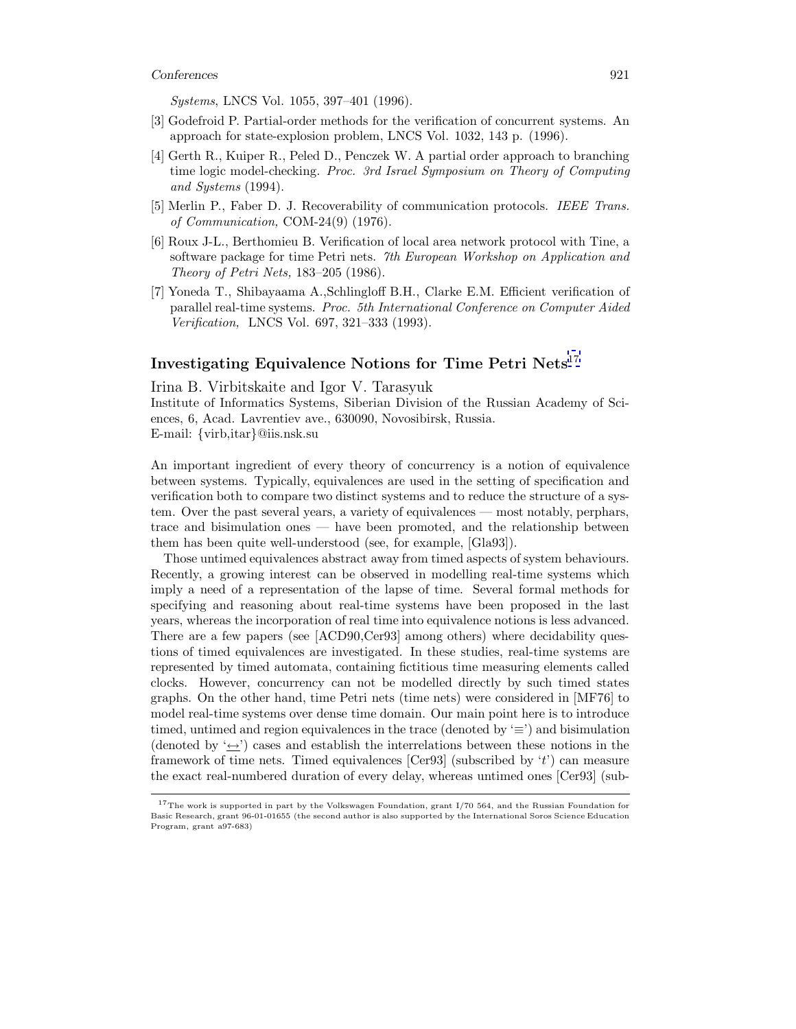*Systems*, LNCS Vol. 1055, 397–401 (1996).

[3] Godefroid P. Partial-order methods for the verification of concurrent systems. An approach for state-explosion problem, LNCS Vol. 1032, 143 p. (1996).

[4] Gerth R., Kuiper R., Peled D., Penczek W. A partial order approach to branching time logic model-checking. *Proc. 3rd Israel Symposium on Theory of Computing and Systems* (1994).

[5] Merlin P., Faber D. J. Recoverability of communication protocols. *IEEE Trans. of Communication,* COM-24(9) (1976).

[6] Roux J-L., Berthomieu B. Verification of local area network protocol with Tine, a software package for time Petri nets. *7th European Workshop on Application and Theory of Petri Nets,* 183–205 (1986).

[7] Yoneda T., Shibayaama A.,Schlingloff B.H., Clarke E.M. Efficient verification of parallel real-time systems. *Proc. 5th International Conference on Computer Aided Verification,* LNCS Vol. 697, 321–333 (1993).

## Investigating Equivalence Notions for Time Petri Nets[17]

Irina B. Virbitskaite and Igor V. Tarasyuk
Institute of Informatics Systems, Siberian Division of the Russian Academy of Sciences, 6, Acad. Lavrentiev ave., 630090, Novosibirsk, Russia.
E-mail: {virb,itar}@iis.nsk.su

An important ingredient of every theory of concurrency is a notion of equivalence between systems. Typically, equivalences are used in the setting of specification and verification both to compare two distinct systems and to reduce the structure of a system. Over the past several years, a variety of equivalences — most notably, perphars, trace and bisimulation ones — have been promoted, and the relationship between them has been quite well-understood (see, for example, [Gla93]).

Those untimed equivalences abstract away from timed aspects of system behaviours. Recently, a growing interest can be observed in modelling real-time systems which imply a need of a representation of the lapse of time. Several formal methods for specifying and reasoning about real-time systems have been proposed in the last years, whereas the incorporation of real time into equivalence notions is less advanced. There are a few papers (see [ACD90,Cer93] among others) where decidability questions of timed equivalences are investigated. In these studies, real-time systems are represented by timed automata, containing fictitious time measuring elements called clocks. However, concurrency can not be modelled directly by such timed states graphs. On the other hand, time Petri nets (time nets) were considered in [MF76] to model real-time systems over dense time domain. Our main point here is to introduce timed, untimed and region equivalences in the trace (denoted by '$\equiv$') and bisimulation (denoted by '$\underline{\leftrightarrow}$') cases and establish the interrelations between these notions in the framework of time nets. Timed equivalences [Cer93] (subscribed by '$t$') can measure the exact real-numbered duration of every delay, whereas untimed ones [Cer93] (sub-

[17] The work is supported in part by the Volkswagen Foundation, grant I/70 564, and the Russian Foundation for Basic Research, grant 96-01-01655 (the second author is also supported by the International Soros Science Education Program, grant a97-683)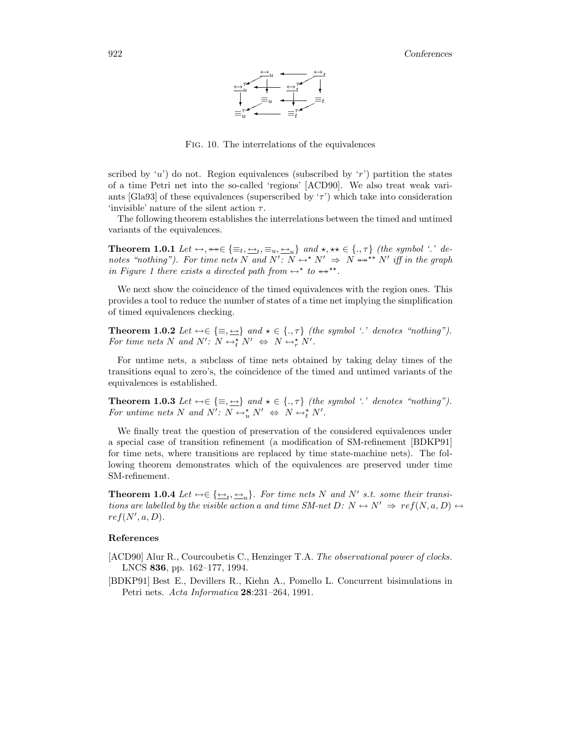Fig. 10. The interrelations of the equivalences

scribed by '$u$') do not. Region equivalences (subscribed by '$r$') partition the states of a time Petri net into the so-called 'regions' [ACD90]. We also treat weak variants [Gla93] of these equivalences (superscribed by '$\tau$') which take into consideration 'invisible' nature of the silent action $\tau$.

The following theorem establishes the interrelations between the timed and untimed variants of the equivalences.

**Theorem 1.0.1** *Let* $\leftrightarrow, \twoheadleftrightarrow \in \{\equiv_t, \underline{\leftrightarrow}_t, \equiv_u, \underline{\leftrightarrow}_u\}$ *and* $\star, \star\star \in \{., \tau\}$ *(the symbol '.' denotes "nothing"). For time nets* $N$ *and* $N'$*:* $N \leftrightarrow^{\star} N' \Rightarrow N \twoheadleftrightarrow^{\star\star} N'$ *iff in the graph in Figure 1 there exists a directed path from* $\leftrightarrow^{\star}$ *to* $\twoheadleftrightarrow^{\star\star}$*.*

We next show the coincidence of the timed equivalences with the region ones. This provides a tool to reduce the number of states of a time net implying the simplification of timed equivalences checking.

**Theorem 1.0.2** *Let* $\leftrightarrow \in \{\equiv, \underline{\leftrightarrow}\}$ *and* $\star \in \{., \tau\}$ *(the symbol '.' denotes "nothing"). For time nets* $N$ *and* $N'$*:* $N \leftrightarrow_t^{\star} N' \Leftrightarrow N \leftrightarrow_r^{\star} N'$*.*

For untime nets, a subclass of time nets obtained by taking delay times of the transitions equal to zero's, the coincidence of the timed and untimed variants of the equivalences is established.

**Theorem 1.0.3** *Let* $\leftrightarrow \in \{\equiv, \underline{\leftrightarrow}\}$ *and* $\star \in \{., \tau\}$ *(the symbol '.' denotes "nothing"). For untime nets* $N$ *and* $N'$*:* $N \leftrightarrow_u^{\star} N' \Leftrightarrow N \leftrightarrow_t^{\star} N'$*.*

We finally treat the question of preservation of the considered equivalences under a special case of transition refinement (a modification of SM-refinement [BDKP91] for time nets, where transitions are replaced by time state-machine nets). The following theorem demonstrates which of the equivalences are preserved under time SM-refinement.

**Theorem 1.0.4** *Let* $\leftrightarrow \in \{\underline{\leftrightarrow}_t, \underline{\leftrightarrow}_u\}$*. For time nets* $N$ *and* $N'$ *s.t. some their transitions are labelled by the visible action* $a$ *and time SM-net* $D$*:* $N \leftrightarrow N' \Rightarrow ref(N, a, D) \leftrightarrow ref(N', a, D)$*.*

### References

[ACD90] Alur R., Courcoubetis C., Henzinger T.A. *The observational power of clocks.* LNCS **836**, pp. 162–177, 1994.

[BDKP91] Best E., Devillers R., Kiehn A., Pomello L. Concurrent bisimulations in Petri nets. *Acta Informatica* **28**:231–264, 1991.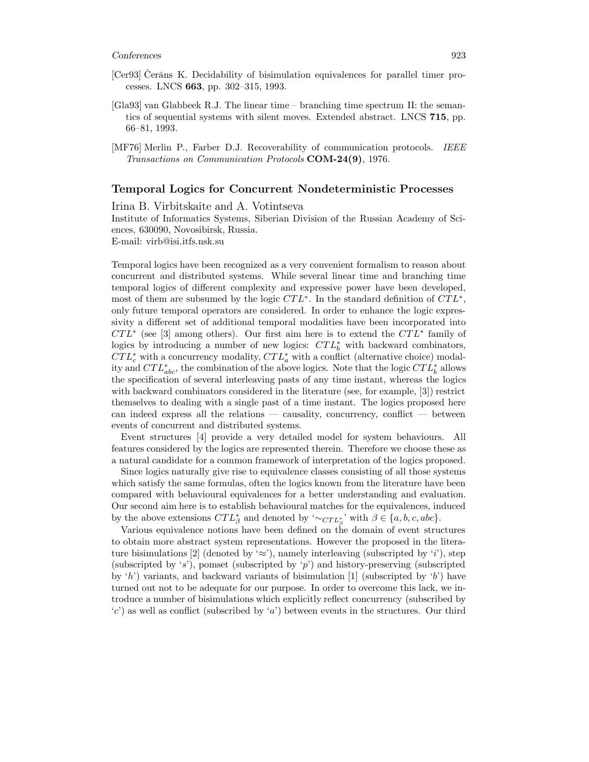[Cer93] Čerāns K. Decidability of bisimulation equivalences for parallel timer processes. LNCS **663**, pp. 302–315, 1993.

[Gla93] van Glabbeek R.J. The linear time – branching time spectrum II: the semantics of sequential systems with silent moves. Extended abstract. LNCS **715**, pp. 66–81, 1993.

[MF76] Merlin P., Farber D.J. Recoverability of communication protocols. *IEEE Transactions on Communication Protocols* **COM-24(9)**, 1976.

## Temporal Logics for Concurrent Nondeterministic Processes

Irina B. Virbitskaite and A. Votintseva
Institute of Informatics Systems, Siberian Division of the Russian Academy of Sciences, 630090, Novosibirsk, Russia.
E-mail: virb@isi.itfs.nsk.su

Temporal logics have been recognized as a very convenient formalism to reason about concurrent and distributed systems. While several linear time and branching time temporal logics of different complexity and expressive power have been developed, most of them are subsumed by the logic $CTL^*$. In the standard definition of $CTL^*$, only future temporal operators are considered. In order to enhance the logic expressivity a different set of additional temporal modalities have been incorporated into $CTL^*$ (see [3] among others). Our first aim here is to extend the $CTL^*$ family of logics by introducing a number of new logics: $CTL_b^*$ with backward combinators, $CTL_c^*$ with a concurrency modality, $CTL_a^*$ with a conflict (alternative choice) modality and $CTL_{abc}^*$, the combination of the above logics. Note that the logic $CTL_b^*$ allows the specification of several interleaving pasts of any time instant, whereas the logics with backward combinators considered in the literature (see, for example, [3]) restrict themselves to dealing with a single past of a time instant. The logics proposed here can indeed express all the relations — causality, concurrency, conflict — between events of concurrent and distributed systems.

Event structures [4] provide a very detailed model for system behaviours. All features considered by the logics are represented therein. Therefore we choose these as a natural candidate for a common framework of interpretation of the logics proposed.

Since logics naturally give rise to equivalence classes consisting of all those systems which satisfy the same formulas, often the logics known from the literature have been compared with behavioural equivalences for a better understanding and evaluation. Our second aim here is to establish behavioural matches for the equivalences, induced by the above extensions $CTL_\beta^*$ and denoted by '$\sim_{CTL_\beta^*}$' with $\beta \in \{a, b, c, abc\}$.

Various equivalence notions have been defined on the domain of event structures to obtain more abstract system representations. However the proposed in the literature bisimulations [2] (denoted by '$\approx$'), namely interleaving (subscripted by '$i$'), step (subscripted by '$s$'), pomset (subscripted by '$p$') and history-preserving (subscripted by '$h$') variants, and backward variants of bisimulation [1] (subscripted by '$b$') have turned out not to be adequate for our purpose. In order to overcome this lack, we introduce a number of bisimulations which explicitly reflect concurrency (subscribed by '$c$') as well as conflict (subscribed by '$a$') between events in the structures. Our third